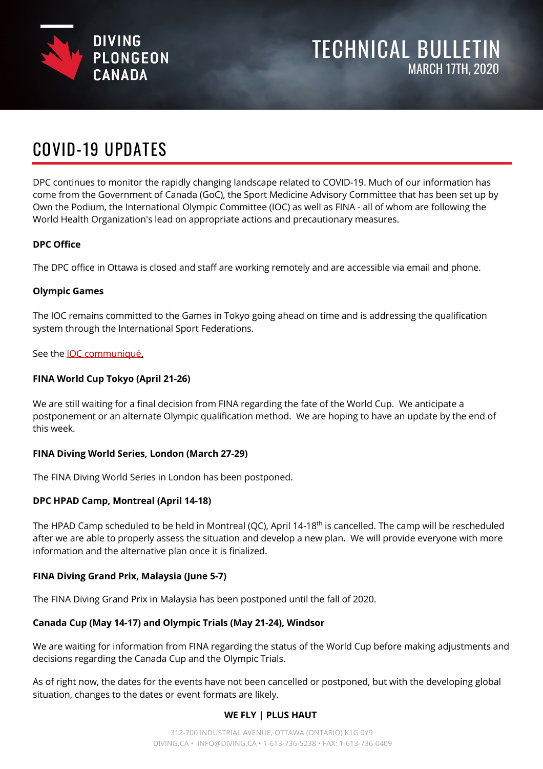DIVING
PLONGEON
CANADA

# TECHNICAL BULLETIN

MARCH 17TH, 2020

## COVID-19 UPDATES

DPC continues to monitor the rapidly changing landscape related to COVID-19. Much of our information has come from the Government of Canada (GoC), the Sport Medicine Advisory Committee that has been set up by Own the Podium, the International Olympic Committee (IOC) as well as FINA - all of whom are following the World Health Organization's lead on appropriate actions and precautionary measures.

**DPC Office**

The DPC office in Ottawa is closed and staff are working remotely and are accessible via email and phone.

**Olympic Games**

The IOC remains committed to the Games in Tokyo going ahead on time and is addressing the qualification system through the International Sport Federations.

See the IOC communiqué.

**FINA World Cup Tokyo (April 21-26)**

We are still waiting for a final decision from FINA regarding the fate of the World Cup. We anticipate a postponement or an alternate Olympic qualification method. We are hoping to have an update by the end of this week.

**FINA Diving World Series, London (March 27-29)**

The FINA Diving World Series in London has been postponed.

**DPC HPAD Camp, Montreal (April 14-18)**

The HPAD Camp scheduled to be held in Montreal (QC), April 14-18th is cancelled. The camp will be rescheduled after we are able to properly assess the situation and develop a new plan. We will provide everyone with more information and the alternative plan once it is finalized.

**FINA Diving Grand Prix, Malaysia (June 5-7)**

The FINA Diving Grand Prix in Malaysia has been postponed until the fall of 2020.

**Canada Cup (May 14-17) and Olympic Trials (May 21-24), Windsor**

We are waiting for information from FINA regarding the status of the World Cup before making adjustments and decisions regarding the Canada Cup and the Olympic Trials.

As of right now, the dates for the events have not been cancelled or postponed, but with the developing global situation, changes to the dates or event formats are likely.

**WE FLY | PLUS HAUT**

312-700 INDUSTRIAL AVENUE, OTTAWA (ONTARIO) K1G 0Y9
DIVING.CA • INFO@DIVING.CA • 1-613-736-5238 • FAX: 1-613-736-0409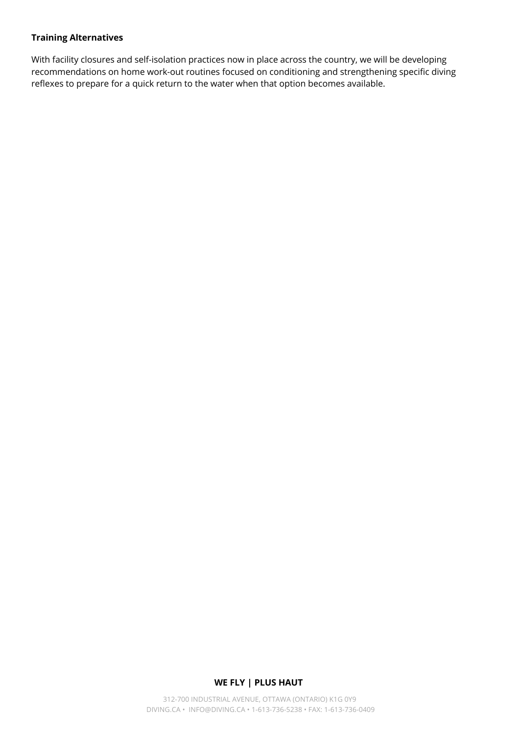**Training Alternatives**

With facility closures and self-isolation practices now in place across the country, we will be developing recommendations on home work-out routines focused on conditioning and strengthening specific diving reflexes to prepare for a quick return to the water when that option becomes available.